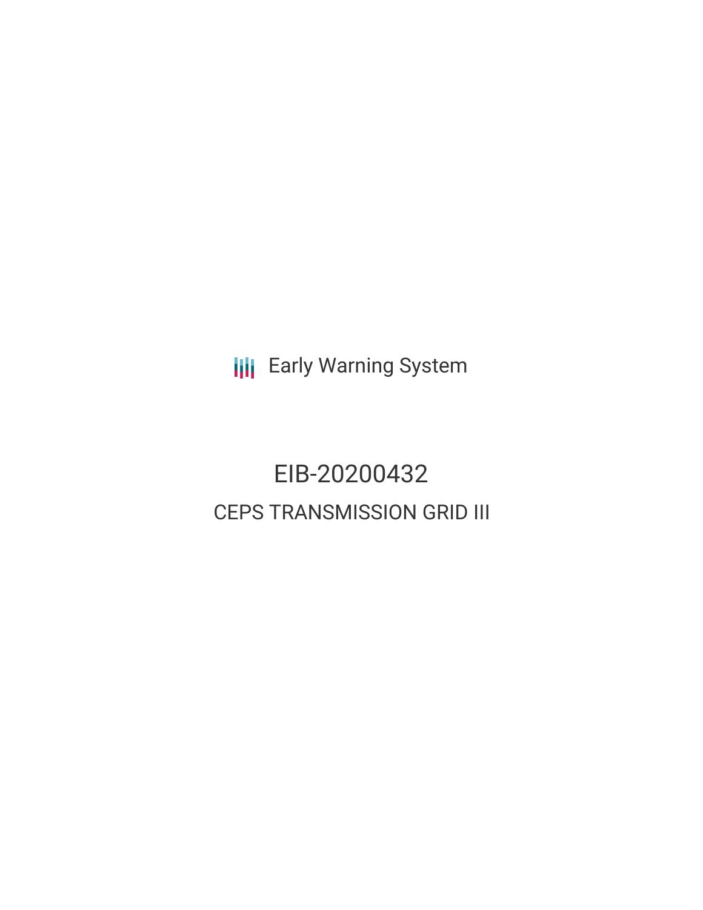Early Warning System

# EIB-20200432

## CEPS TRANSMISSION GRID III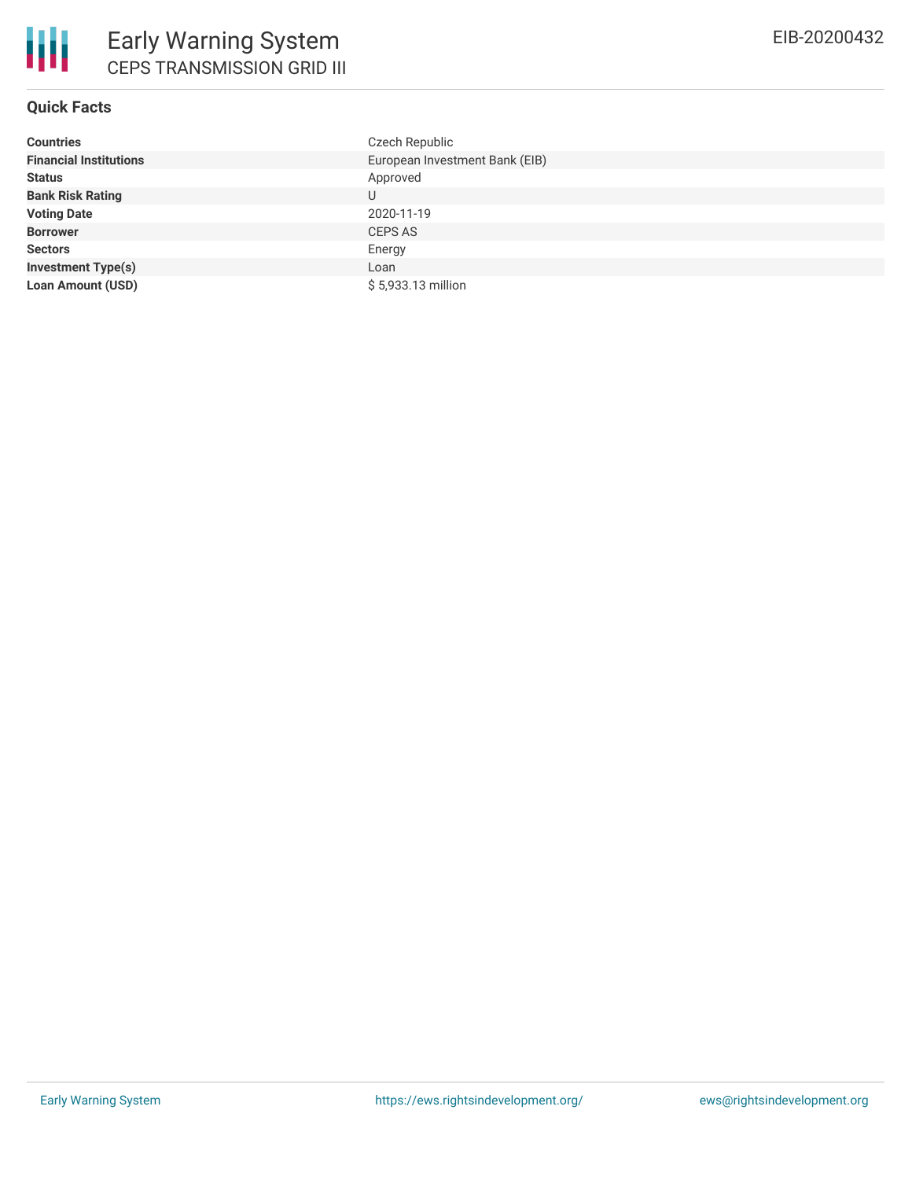## Quick Facts

| | |
|---|---|
| **Countries** | Czech Republic |
| **Financial Institutions** | European Investment Bank (EIB) |
| **Status** | Approved |
| **Bank Risk Rating** | U |
| **Voting Date** | 2020-11-19 |
| **Borrower** | CEPS AS |
| **Sectors** | Energy |
| **Investment Type(s)** | Loan |
| **Loan Amount (USD)** | $ 5,933.13 million |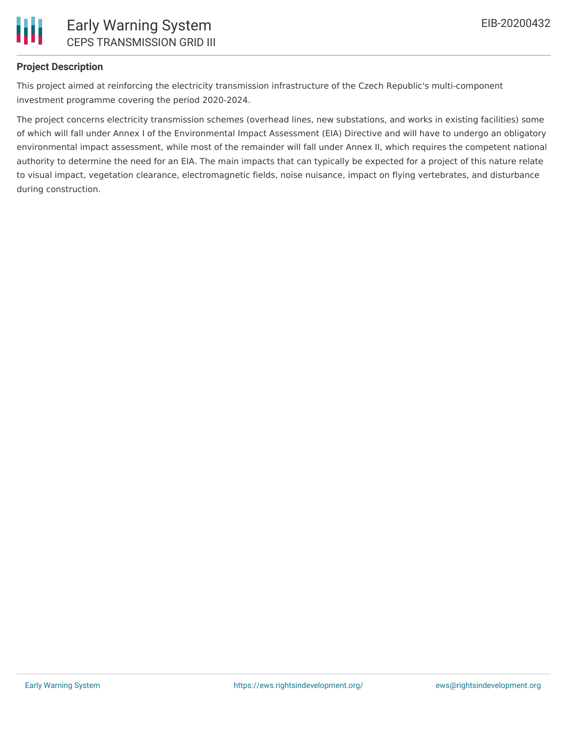## Project Description

This project aimed at reinforcing the electricity transmission infrastructure of the Czech Republic's multi-component investment programme covering the period 2020-2024.

The project concerns electricity transmission schemes (overhead lines, new substations, and works in existing facilities) some of which will fall under Annex I of the Environmental Impact Assessment (EIA) Directive and will have to undergo an obligatory environmental impact assessment, while most of the remainder will fall under Annex II, which requires the competent national authority to determine the need for an EIA. The main impacts that can typically be expected for a project of this nature relate to visual impact, vegetation clearance, electromagnetic fields, noise nuisance, impact on flying vertebrates, and disturbance during construction.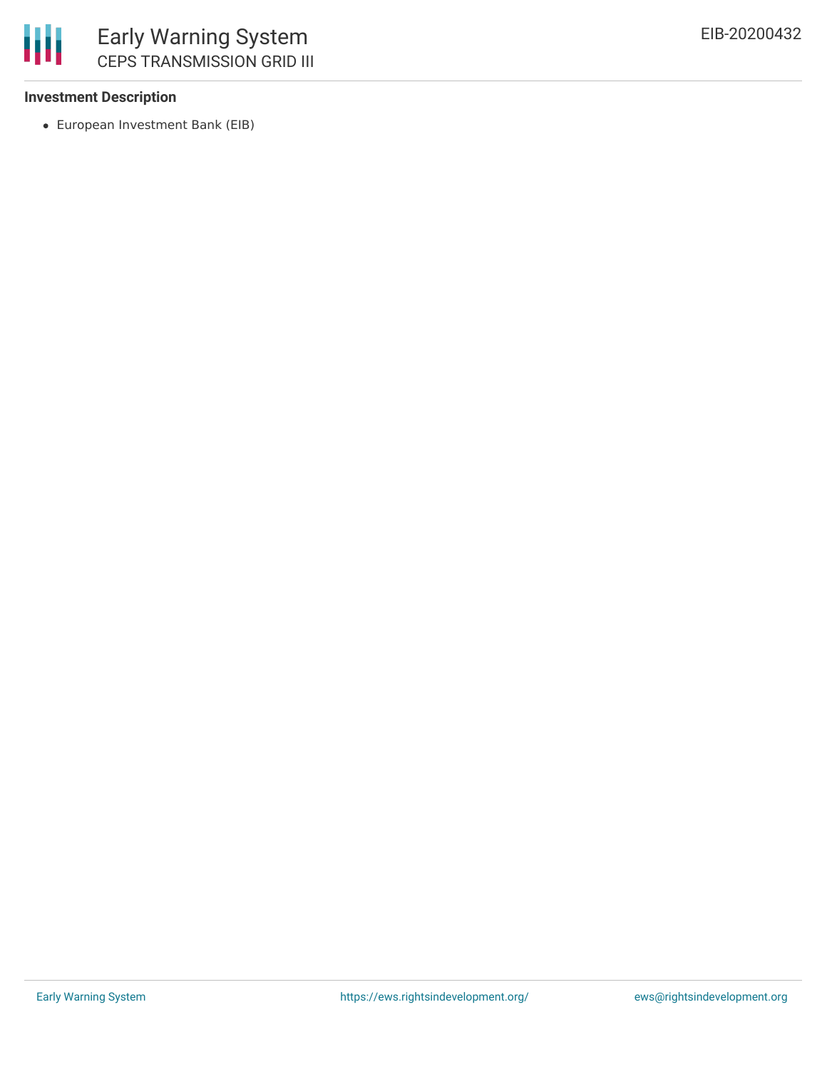### Investment Description

- European Investment Bank (EIB)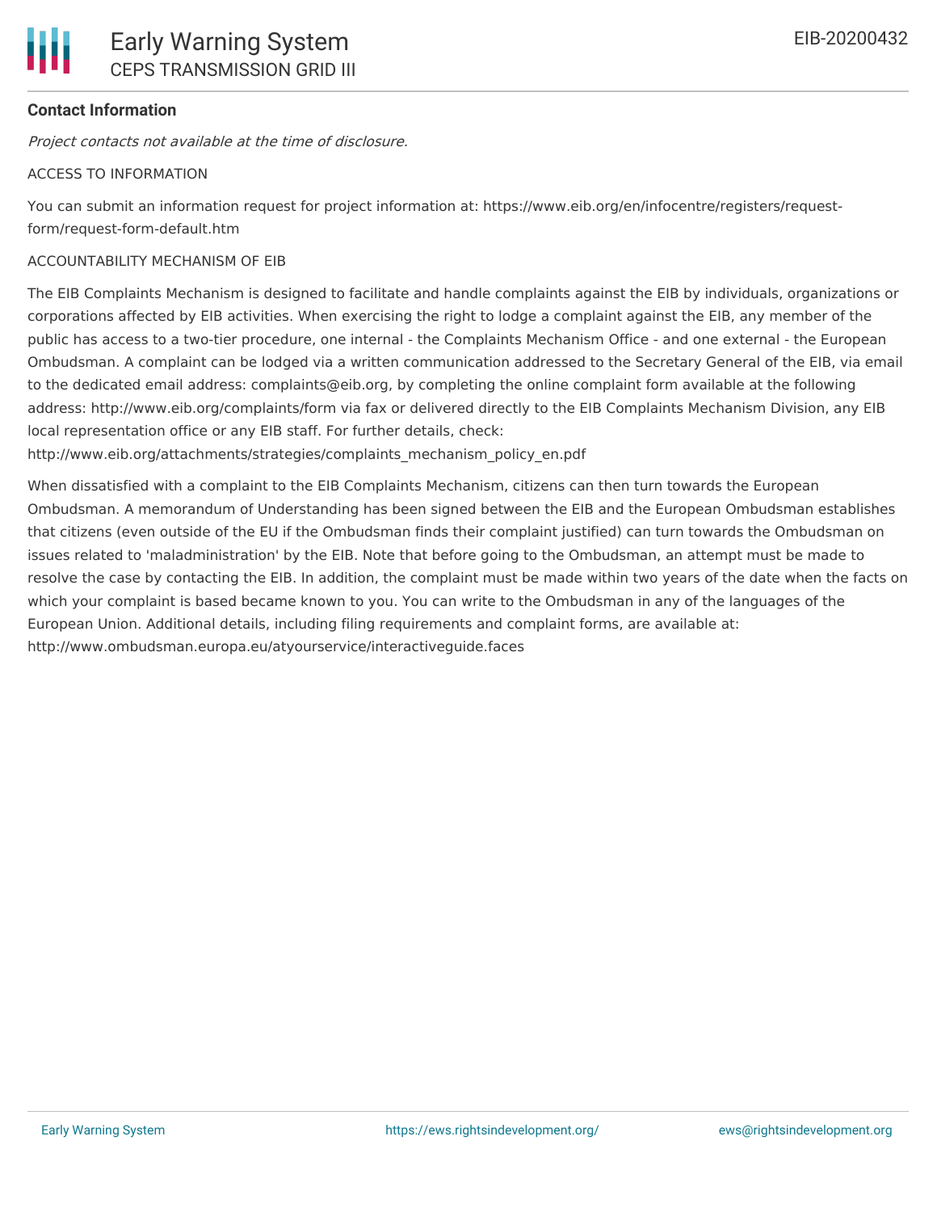**Contact Information**

*Project contacts not available at the time of disclosure.*

ACCESS TO INFORMATION

You can submit an information request for project information at: https://www.eib.org/en/infocentre/registers/request-form/request-form-default.htm

ACCOUNTABILITY MECHANISM OF EIB

The EIB Complaints Mechanism is designed to facilitate and handle complaints against the EIB by individuals, organizations or corporations affected by EIB activities. When exercising the right to lodge a complaint against the EIB, any member of the public has access to a two-tier procedure, one internal - the Complaints Mechanism Office - and one external - the European Ombudsman. A complaint can be lodged via a written communication addressed to the Secretary General of the EIB, via email to the dedicated email address: complaints@eib.org, by completing the online complaint form available at the following address: http://www.eib.org/complaints/form via fax or delivered directly to the EIB Complaints Mechanism Division, any EIB local representation office or any EIB staff. For further details, check: http://www.eib.org/attachments/strategies/complaints_mechanism_policy_en.pdf

When dissatisfied with a complaint to the EIB Complaints Mechanism, citizens can then turn towards the European Ombudsman. A memorandum of Understanding has been signed between the EIB and the European Ombudsman establishes that citizens (even outside of the EU if the Ombudsman finds their complaint justified) can turn towards the Ombudsman on issues related to 'maladministration' by the EIB. Note that before going to the Ombudsman, an attempt must be made to resolve the case by contacting the EIB. In addition, the complaint must be made within two years of the date when the facts on which your complaint is based became known to you. You can write to the Ombudsman in any of the languages of the European Union. Additional details, including filing requirements and complaint forms, are available at: http://www.ombudsman.europa.eu/atyourservice/interactiveguide.faces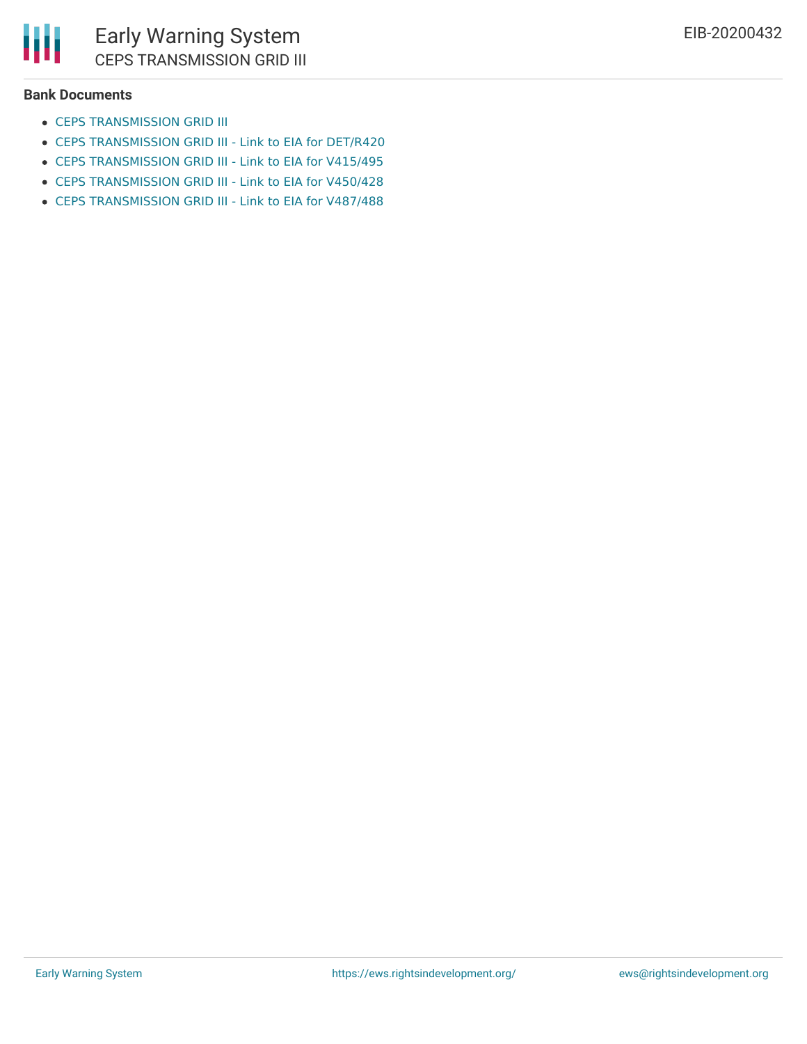**Bank Documents**

- CEPS TRANSMISSION GRID III
- CEPS TRANSMISSION GRID III - Link to EIA for DET/R420
- CEPS TRANSMISSION GRID III - Link to EIA for V415/495
- CEPS TRANSMISSION GRID III - Link to EIA for V450/428
- CEPS TRANSMISSION GRID III - Link to EIA for V487/488